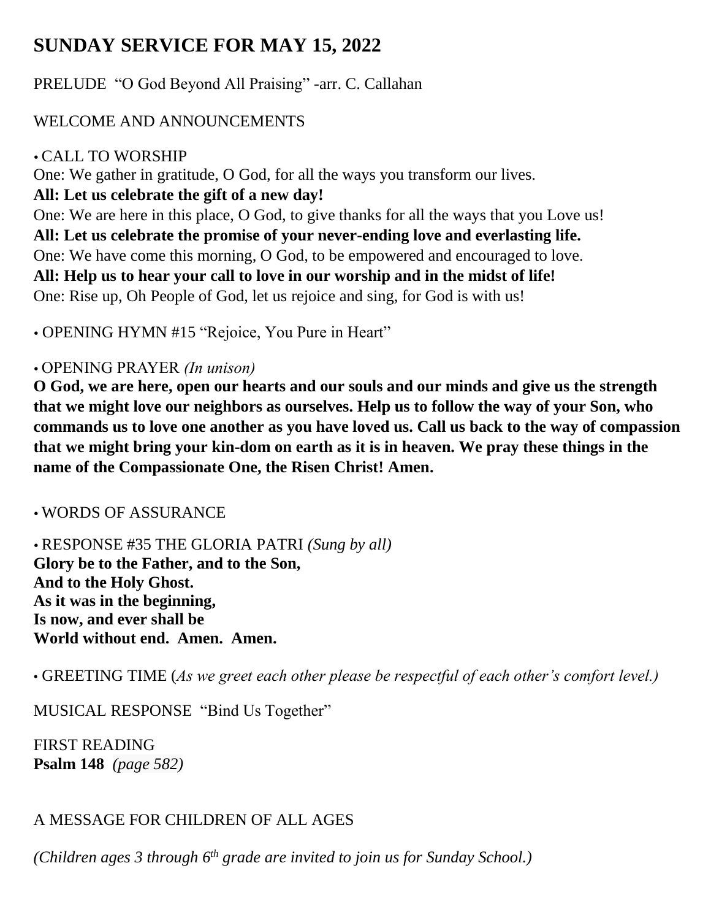# SUNDAY SERVICE FOR MAY 15, 2022

PRELUDE "O God Beyond All Praising" -arr. C. Callahan

WELCOME AND ANNOUNCEMENTS

• CALL TO WORSHIP
One: We gather in gratitude, O God, for all the ways you transform our lives.
**All: Let us celebrate the gift of a new day!**
One: We are here in this place, O God, to give thanks for all the ways that you Love us!
**All: Let us celebrate the promise of your never-ending love and everlasting life.**
One: We have come this morning, O God, to be empowered and encouraged to love.
**All: Help us to hear your call to love in our worship and in the midst of life!**
One: Rise up, Oh People of God, let us rejoice and sing, for God is with us!

• OPENING HYMN #15 "Rejoice, You Pure in Heart"

• OPENING PRAYER *(In unison)*
**O God, we are here, open our hearts and our souls and our minds and give us the strength that we might love our neighbors as ourselves. Help us to follow the way of your Son, who commands us to love one another as you have loved us. Call us back to the way of compassion that we might bring your kin-dom on earth as it is in heaven. We pray these things in the name of the Compassionate One, the Risen Christ! Amen.**

• WORDS OF ASSURANCE

• RESPONSE #35 THE GLORIA PATRI *(Sung by all)*
**Glory be to the Father, and to the Son,**
**And to the Holy Ghost.**
**As it was in the beginning,**
**Is now, and ever shall be**
**World without end. Amen. Amen.**

• GREETING TIME (*As we greet each other please be respectful of each other's comfort level.)*

MUSICAL RESPONSE "Bind Us Together"

FIRST READING
**Psalm 148** *(page 582)*

A MESSAGE FOR CHILDREN OF ALL AGES

*(Children ages 3 through 6th grade are invited to join us for Sunday School.)*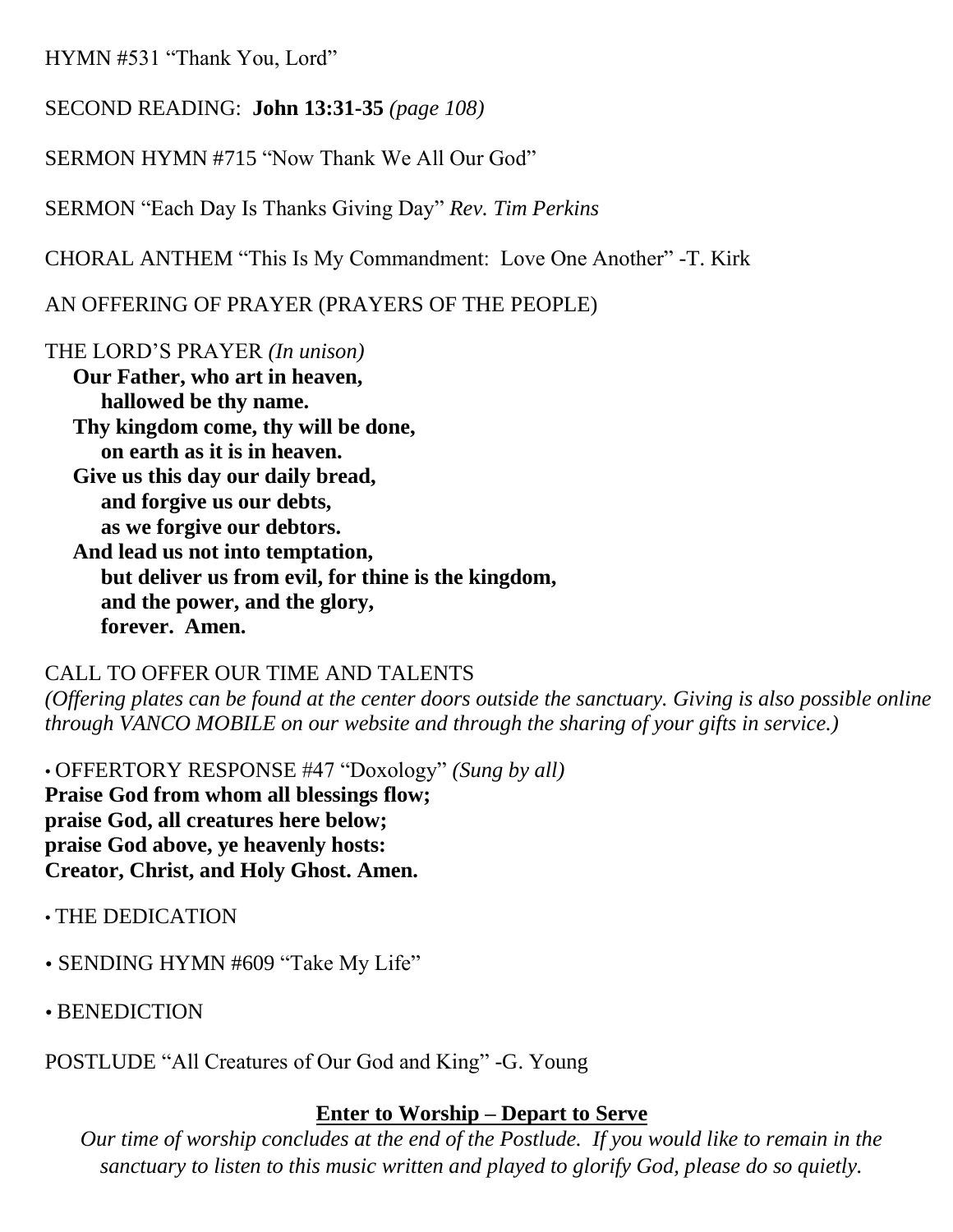HYMN #531 “Thank You, Lord”

SECOND READING: **John 13:31-35** *(page 108)*

SERMON HYMN #715 “Now Thank We All Our God”

SERMON “Each Day Is Thanks Giving Day” *Rev. Tim Perkins*

CHORAL ANTHEM “This Is My Commandment: Love One Another” -T. Kirk

AN OFFERING OF PRAYER (PRAYERS OF THE PEOPLE)

THE LORD’S PRAYER *(In unison)*

**Our Father, who art in heaven,**
**hallowed be thy name.**
**Thy kingdom come, thy will be done,**
**on earth as it is in heaven.**
**Give us this day our daily bread,**
**and forgive us our debts,**
**as we forgive our debtors.**
**And lead us not into temptation,**
**but deliver us from evil, for thine is the kingdom,**
**and the power, and the glory,**
**forever. Amen.**

CALL TO OFFER OUR TIME AND TALENTS
*(Offering plates can be found at the center doors outside the sanctuary. Giving is also possible online through VANCO MOBILE on our website and through the sharing of your gifts in service.)*

• OFFERTORY RESPONSE #47 “Doxology” *(Sung by all)*
**Praise God from whom all blessings flow;**
**praise God, all creatures here below;**
**praise God above, ye heavenly hosts:**
**Creator, Christ, and Holy Ghost. Amen.**

• THE DEDICATION

• SENDING HYMN #609 “Take My Life”

• BENEDICTION

POSTLUDE “All Creatures of Our God and King” -G. Young

**Enter to Worship – Depart to Serve**

*Our time of worship concludes at the end of the Postlude. If you would like to remain in the sanctuary to listen to this music written and played to glorify God, please do so quietly.*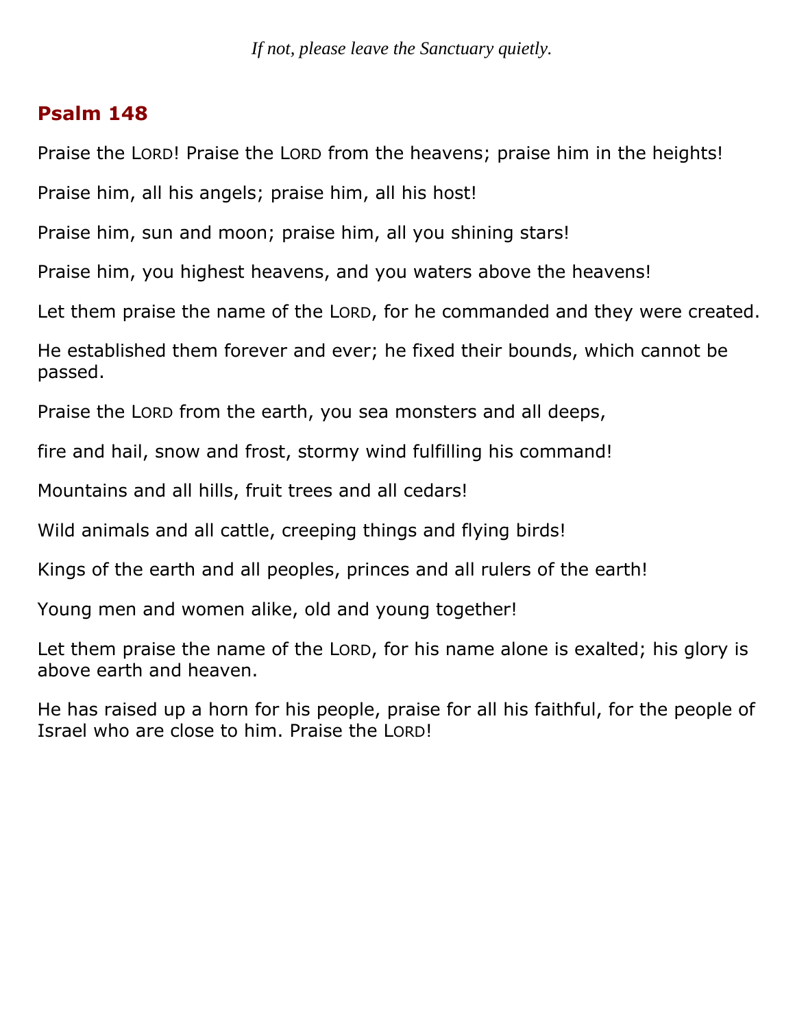*If not, please leave the Sanctuary quietly.*

## Psalm 148

Praise the LORD! Praise the LORD from the heavens; praise him in the heights!

Praise him, all his angels; praise him, all his host!

Praise him, sun and moon; praise him, all you shining stars!

Praise him, you highest heavens, and you waters above the heavens!

Let them praise the name of the LORD, for he commanded and they were created.

He established them forever and ever; he fixed their bounds, which cannot be passed.

Praise the LORD from the earth, you sea monsters and all deeps,

fire and hail, snow and frost, stormy wind fulfilling his command!

Mountains and all hills, fruit trees and all cedars!

Wild animals and all cattle, creeping things and flying birds!

Kings of the earth and all peoples, princes and all rulers of the earth!

Young men and women alike, old and young together!

Let them praise the name of the LORD, for his name alone is exalted; his glory is above earth and heaven.

He has raised up a horn for his people, praise for all his faithful, for the people of Israel who are close to him. Praise the LORD!